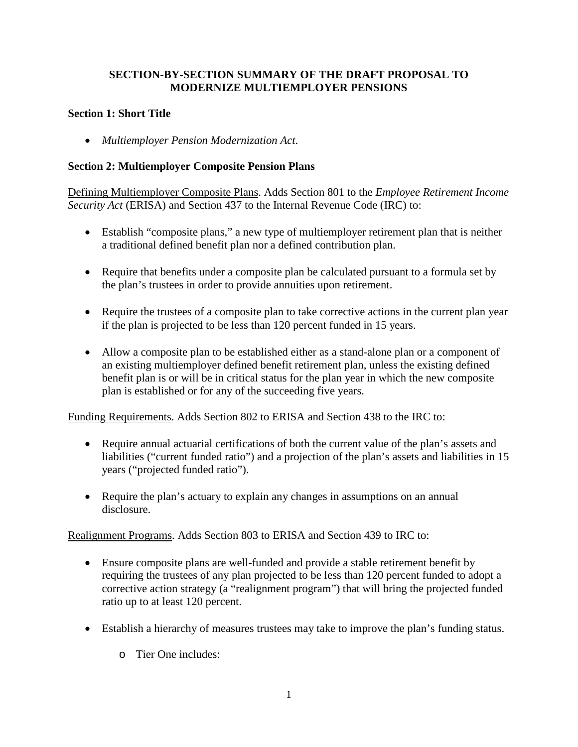# SECTION-BY-SECTION SUMMARY OF THE DRAFT PROPOSAL TO MODERNIZE MULTIEMPLOYER PENSIONS

## Section 1: Short Title

- *Multiemployer Pension Modernization Act*.

## Section 2: Multiemployer Composite Pension Plans

Defining Multiemployer Composite Plans. Adds Section 801 to the *Employee Retirement Income Security Act* (ERISA) and Section 437 to the Internal Revenue Code (IRC) to:

- Establish "composite plans," a new type of multiemployer retirement plan that is neither a traditional defined benefit plan nor a defined contribution plan.
- Require that benefits under a composite plan be calculated pursuant to a formula set by the plan's trustees in order to provide annuities upon retirement.
- Require the trustees of a composite plan to take corrective actions in the current plan year if the plan is projected to be less than 120 percent funded in 15 years.
- Allow a composite plan to be established either as a stand-alone plan or a component of an existing multiemployer defined benefit retirement plan, unless the existing defined benefit plan is or will be in critical status for the plan year in which the new composite plan is established or for any of the succeeding five years.

Funding Requirements. Adds Section 802 to ERISA and Section 438 to the IRC to:

- Require annual actuarial certifications of both the current value of the plan's assets and liabilities ("current funded ratio") and a projection of the plan's assets and liabilities in 15 years ("projected funded ratio").
- Require the plan's actuary to explain any changes in assumptions on an annual disclosure.

Realignment Programs. Adds Section 803 to ERISA and Section 439 to IRC to:

- Ensure composite plans are well-funded and provide a stable retirement benefit by requiring the trustees of any plan projected to be less than 120 percent funded to adopt a corrective action strategy (a "realignment program") that will bring the projected funded ratio up to at least 120 percent.
- Establish a hierarchy of measures trustees may take to improve the plan's funding status.
    - Tier One includes: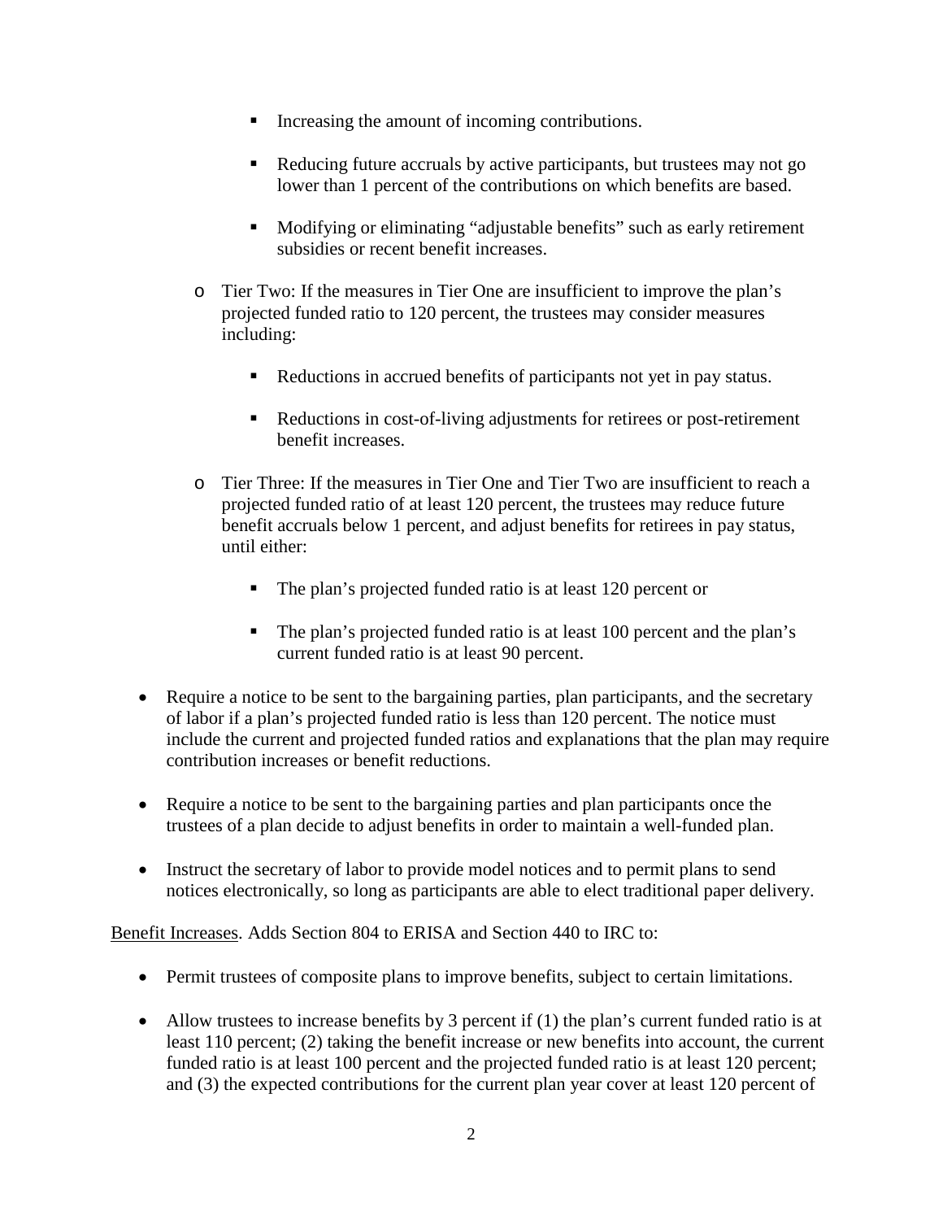- Increasing the amount of incoming contributions.

        - Reducing future accruals by active participants, but trustees may not go lower than 1 percent of the contributions on which benefits are based.

        - Modifying or eliminating "adjustable benefits" such as early retirement subsidies or recent benefit increases.

    - Tier Two: If the measures in Tier One are insufficient to improve the plan's projected funded ratio to 120 percent, the trustees may consider measures including:

        - Reductions in accrued benefits of participants not yet in pay status.

        - Reductions in cost-of-living adjustments for retirees or post-retirement benefit increases.

    - Tier Three: If the measures in Tier One and Tier Two are insufficient to reach a projected funded ratio of at least 120 percent, the trustees may reduce future benefit accruals below 1 percent, and adjust benefits for retirees in pay status, until either:

        - The plan's projected funded ratio is at least 120 percent or

        - The plan's projected funded ratio is at least 100 percent and the plan's current funded ratio is at least 90 percent.

- Require a notice to be sent to the bargaining parties, plan participants, and the secretary of labor if a plan's projected funded ratio is less than 120 percent. The notice must include the current and projected funded ratios and explanations that the plan may require contribution increases or benefit reductions.

- Require a notice to be sent to the bargaining parties and plan participants once the trustees of a plan decide to adjust benefits in order to maintain a well-funded plan.

- Instruct the secretary of labor to provide model notices and to permit plans to send notices electronically, so long as participants are able to elect traditional paper delivery.

Benefit Increases. Adds Section 804 to ERISA and Section 440 to IRC to:

- Permit trustees of composite plans to improve benefits, subject to certain limitations.

- Allow trustees to increase benefits by 3 percent if (1) the plan's current funded ratio is at least 110 percent; (2) taking the benefit increase or new benefits into account, the current funded ratio is at least 100 percent and the projected funded ratio is at least 120 percent; and (3) the expected contributions for the current plan year cover at least 120 percent of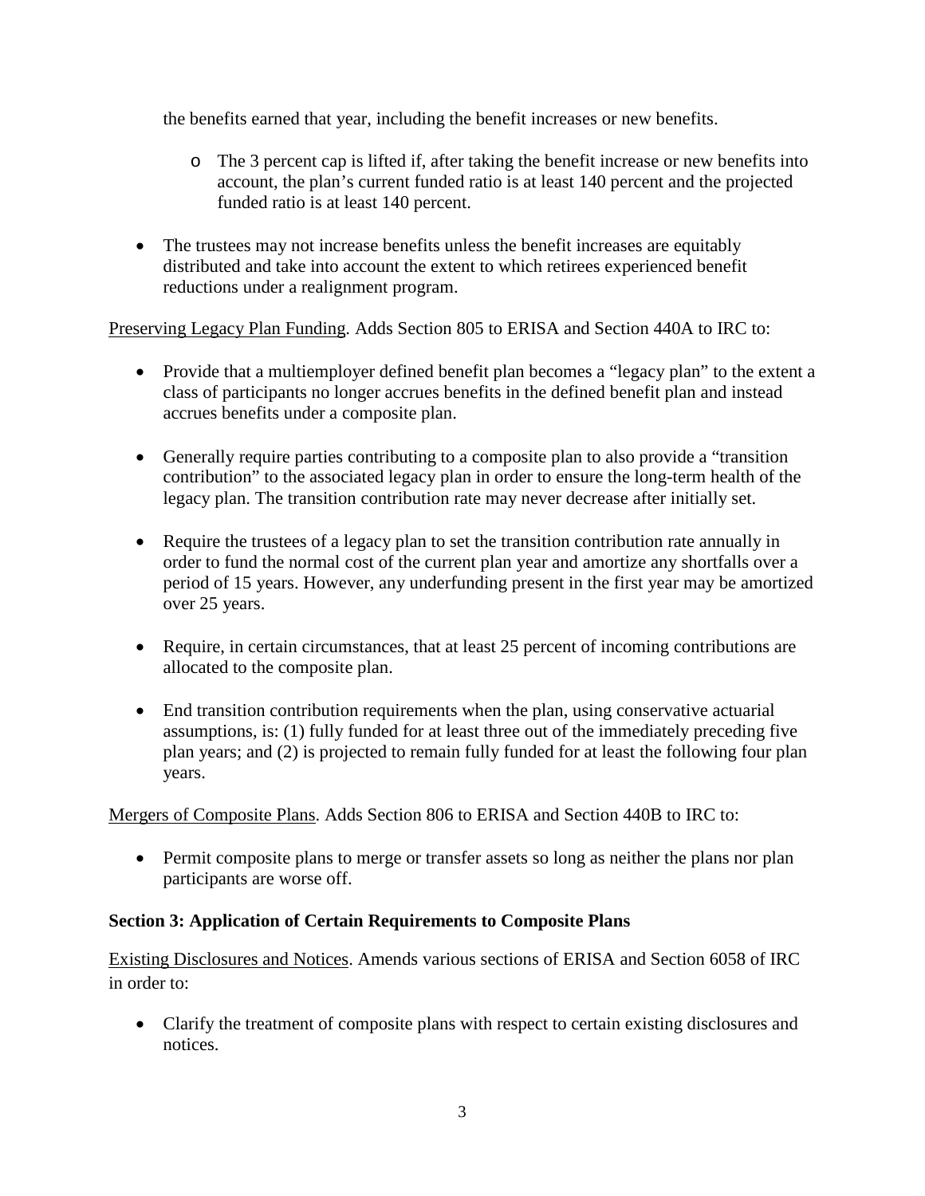the benefits earned that year, including the benefit increases or new benefits.

  - The 3 percent cap is lifted if, after taking the benefit increase or new benefits into account, the plan's current funded ratio is at least 140 percent and the projected funded ratio is at least 140 percent.

- The trustees may not increase benefits unless the benefit increases are equitably distributed and take into account the extent to which retirees experienced benefit reductions under a realignment program.

Preserving Legacy Plan Funding. Adds Section 805 to ERISA and Section 440A to IRC to:

- Provide that a multiemployer defined benefit plan becomes a "legacy plan" to the extent a class of participants no longer accrues benefits in the defined benefit plan and instead accrues benefits under a composite plan.
- Generally require parties contributing to a composite plan to also provide a "transition contribution" to the associated legacy plan in order to ensure the long-term health of the legacy plan. The transition contribution rate may never decrease after initially set.
- Require the trustees of a legacy plan to set the transition contribution rate annually in order to fund the normal cost of the current plan year and amortize any shortfalls over a period of 15 years. However, any underfunding present in the first year may be amortized over 25 years.
- Require, in certain circumstances, that at least 25 percent of incoming contributions are allocated to the composite plan.
- End transition contribution requirements when the plan, using conservative actuarial assumptions, is: (1) fully funded for at least three out of the immediately preceding five plan years; and (2) is projected to remain fully funded for at least the following four plan years.

Mergers of Composite Plans. Adds Section 806 to ERISA and Section 440B to IRC to:

- Permit composite plans to merge or transfer assets so long as neither the plans nor plan participants are worse off.

**Section 3: Application of Certain Requirements to Composite Plans**

Existing Disclosures and Notices. Amends various sections of ERISA and Section 6058 of IRC in order to:

- Clarify the treatment of composite plans with respect to certain existing disclosures and notices.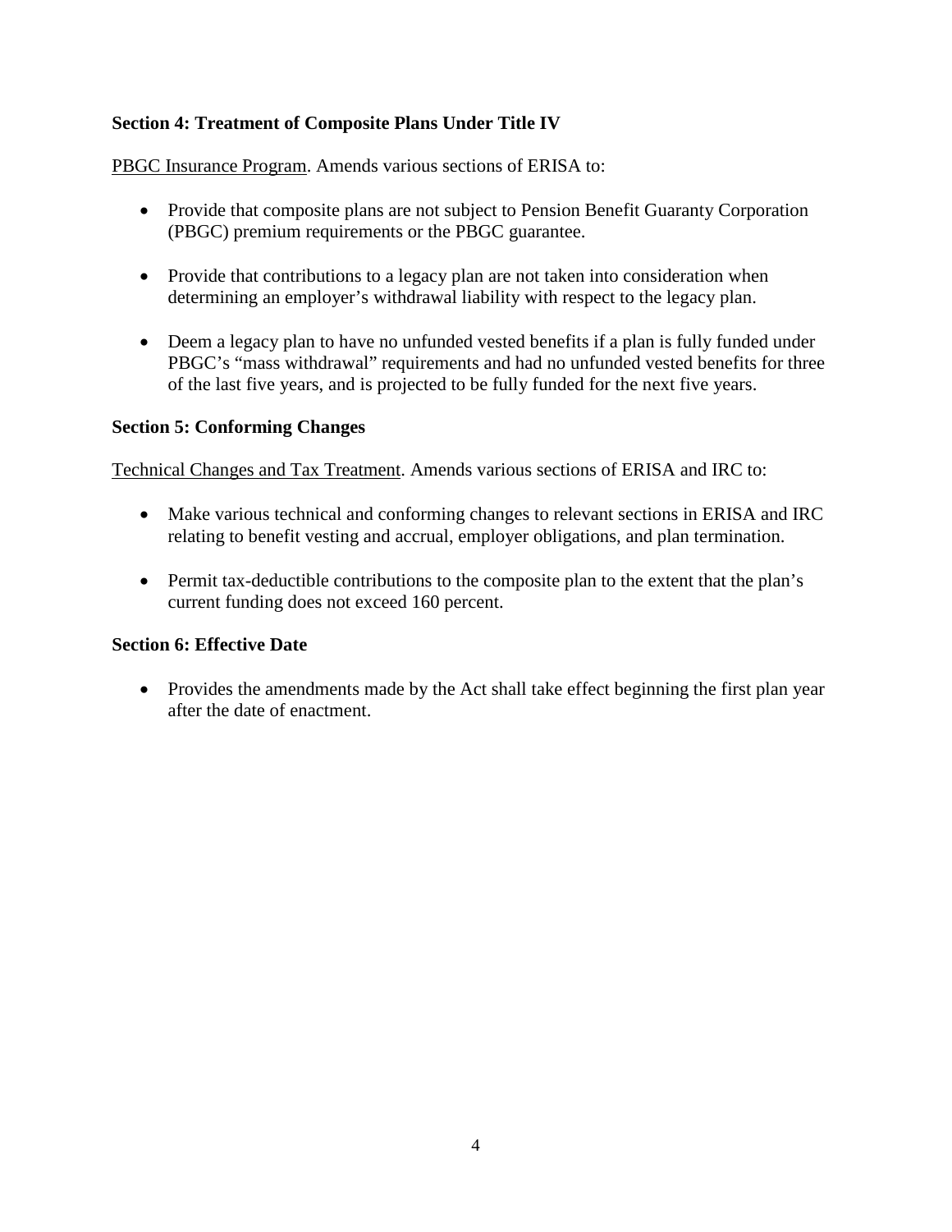**Section 4: Treatment of Composite Plans Under Title IV**

<u>PBGC Insurance Program</u>. Amends various sections of ERISA to:

- Provide that composite plans are not subject to Pension Benefit Guaranty Corporation (PBGC) premium requirements or the PBGC guarantee.
- Provide that contributions to a legacy plan are not taken into consideration when determining an employer's withdrawal liability with respect to the legacy plan.
- Deem a legacy plan to have no unfunded vested benefits if a plan is fully funded under PBGC's "mass withdrawal" requirements and had no unfunded vested benefits for three of the last five years, and is projected to be fully funded for the next five years.

**Section 5: Conforming Changes**

<u>Technical Changes and Tax Treatment</u>. Amends various sections of ERISA and IRC to:

- Make various technical and conforming changes to relevant sections in ERISA and IRC relating to benefit vesting and accrual, employer obligations, and plan termination.
- Permit tax-deductible contributions to the composite plan to the extent that the plan's current funding does not exceed 160 percent.

**Section 6: Effective Date**

- Provides the amendments made by the Act shall take effect beginning the first plan year after the date of enactment.